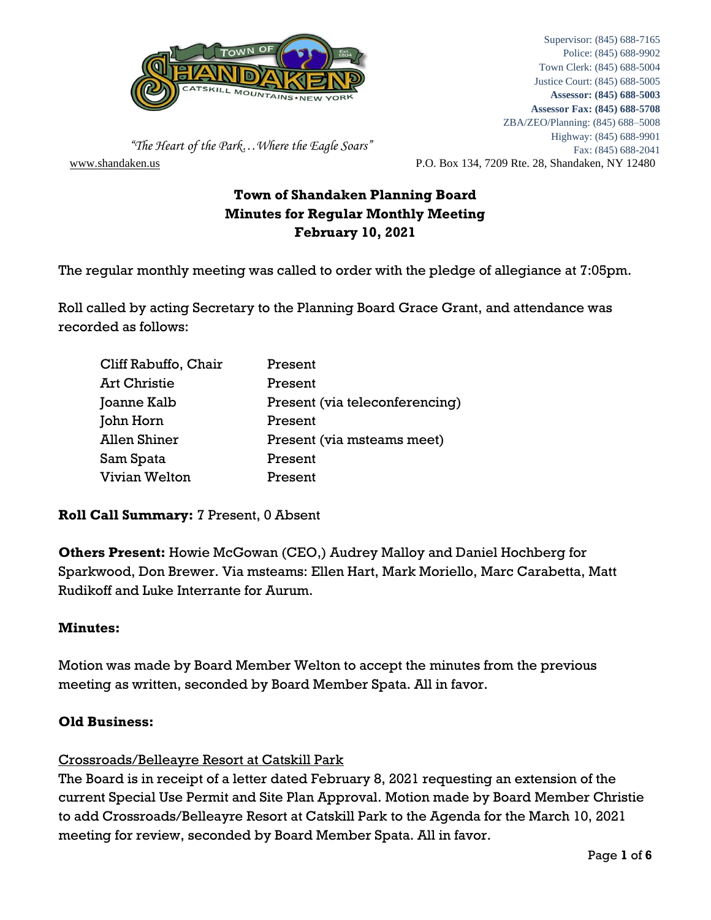Supervisor: (845) 688-7165
Police: (845) 688-9902
Town Clerk: (845) 688-5004
Justice Court: (845) 688-5005
**Assessor: (845) 688-5003**
**Assessor Fax: (845) 688-5708**
ZBA/ZEO/Planning: (845) 688–5008
Highway: (845) 688-9901
Fax: (845) 688-2041

*"The Heart of the Park…Where the Eagle Soars"*

www.shandaken.us P.O. Box 134, 7209 Rte. 28, Shandaken, NY 12480

# Town of Shandaken Planning Board
## Minutes for Regular Monthly Meeting
## February 10, 2021

The regular monthly meeting was called to order with the pledge of allegiance at 7:05pm.

Roll called by acting Secretary to the Planning Board Grace Grant, and attendance was recorded as follows:

| | |
|---|---|
| Cliff Rabuffo, Chair | Present |
| Art Christie | Present |
| Joanne Kalb | Present (via teleconferencing) |
| John Horn | Present |
| Allen Shiner | Present (via msteams meet) |
| Sam Spata | Present |
| Vivian Welton | Present |

**Roll Call Summary:** 7 Present, 0 Absent

**Others Present:** Howie McGowan (CEO,) Audrey Malloy and Daniel Hochberg for Sparkwood, Don Brewer. Via msteams: Ellen Hart, Mark Moriello, Marc Carabetta, Matt Rudikoff and Luke Interrante for Aurum.

**Minutes:**

Motion was made by Board Member Welton to accept the minutes from the previous meeting as written, seconded by Board Member Spata. All in favor.

**Old Business:**

Crossroads/Belleayre Resort at Catskill Park

The Board is in receipt of a letter dated February 8, 2021 requesting an extension of the current Special Use Permit and Site Plan Approval. Motion made by Board Member Christie to add Crossroads/Belleayre Resort at Catskill Park to the Agenda for the March 10, 2021 meeting for review, seconded by Board Member Spata. All in favor.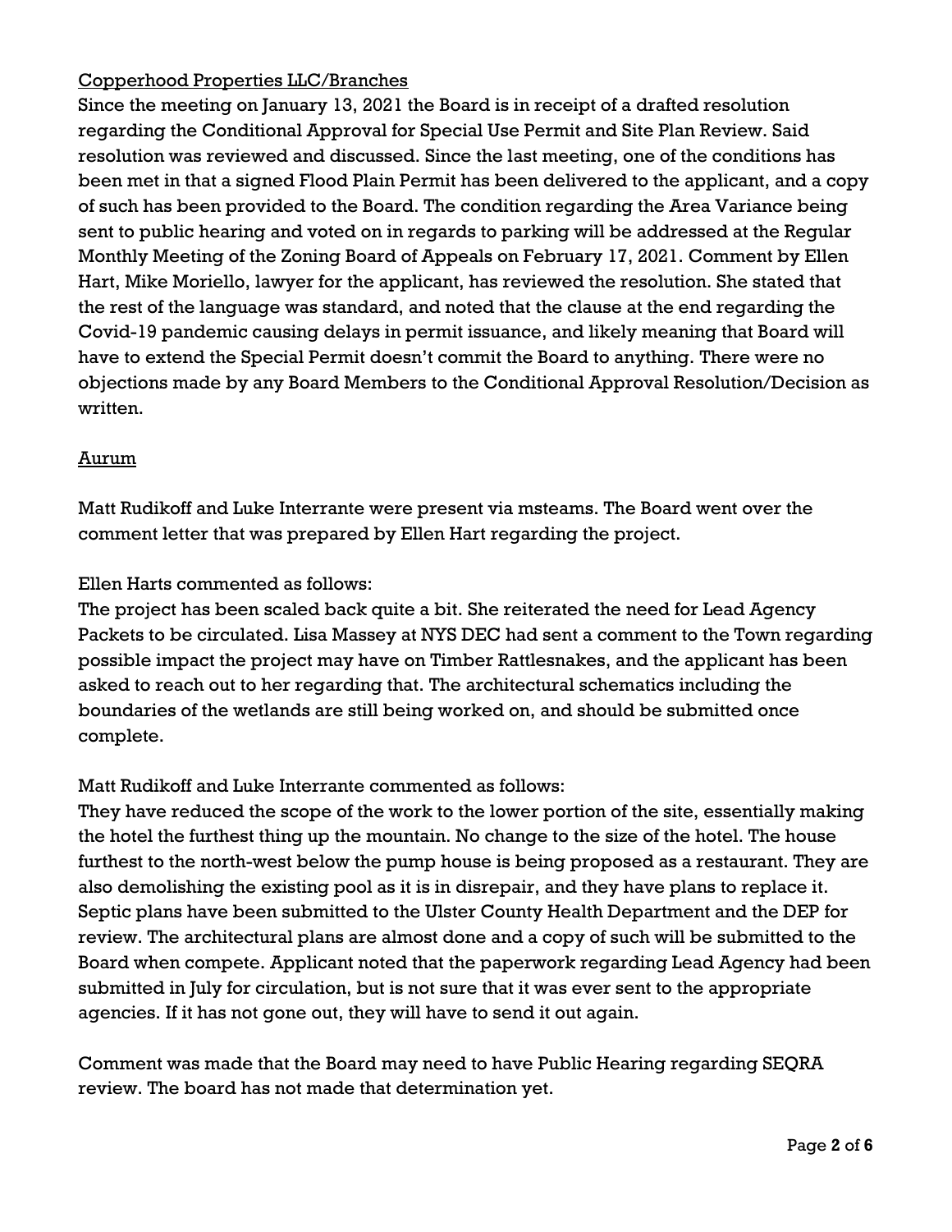<u>Copperhood Properties LLC/Branches</u>

Since the meeting on January 13, 2021 the Board is in receipt of a drafted resolution regarding the Conditional Approval for Special Use Permit and Site Plan Review. Said resolution was reviewed and discussed. Since the last meeting, one of the conditions has been met in that a signed Flood Plain Permit has been delivered to the applicant, and a copy of such has been provided to the Board. The condition regarding the Area Variance being sent to public hearing and voted on in regards to parking will be addressed at the Regular Monthly Meeting of the Zoning Board of Appeals on February 17, 2021. Comment by Ellen Hart, Mike Moriello, lawyer for the applicant, has reviewed the resolution. She stated that the rest of the language was standard, and noted that the clause at the end regarding the Covid-19 pandemic causing delays in permit issuance, and likely meaning that Board will have to extend the Special Permit doesn't commit the Board to anything. There were no objections made by any Board Members to the Conditional Approval Resolution/Decision as written.

<u>Aurum</u>

Matt Rudikoff and Luke Interrante were present via msteams. The Board went over the comment letter that was prepared by Ellen Hart regarding the project.

Ellen Harts commented as follows:

The project has been scaled back quite a bit. She reiterated the need for Lead Agency Packets to be circulated. Lisa Massey at NYS DEC had sent a comment to the Town regarding possible impact the project may have on Timber Rattlesnakes, and the applicant has been asked to reach out to her regarding that. The architectural schematics including the boundaries of the wetlands are still being worked on, and should be submitted once complete.

Matt Rudikoff and Luke Interrante commented as follows:

They have reduced the scope of the work to the lower portion of the site, essentially making the hotel the furthest thing up the mountain. No change to the size of the hotel. The house furthest to the north-west below the pump house is being proposed as a restaurant. They are also demolishing the existing pool as it is in disrepair, and they have plans to replace it. Septic plans have been submitted to the Ulster County Health Department and the DEP for review. The architectural plans are almost done and a copy of such will be submitted to the Board when compete. Applicant noted that the paperwork regarding Lead Agency had been submitted in July for circulation, but is not sure that it was ever sent to the appropriate agencies. If it has not gone out, they will have to send it out again.

Comment was made that the Board may need to have Public Hearing regarding SEQRA review. The board has not made that determination yet.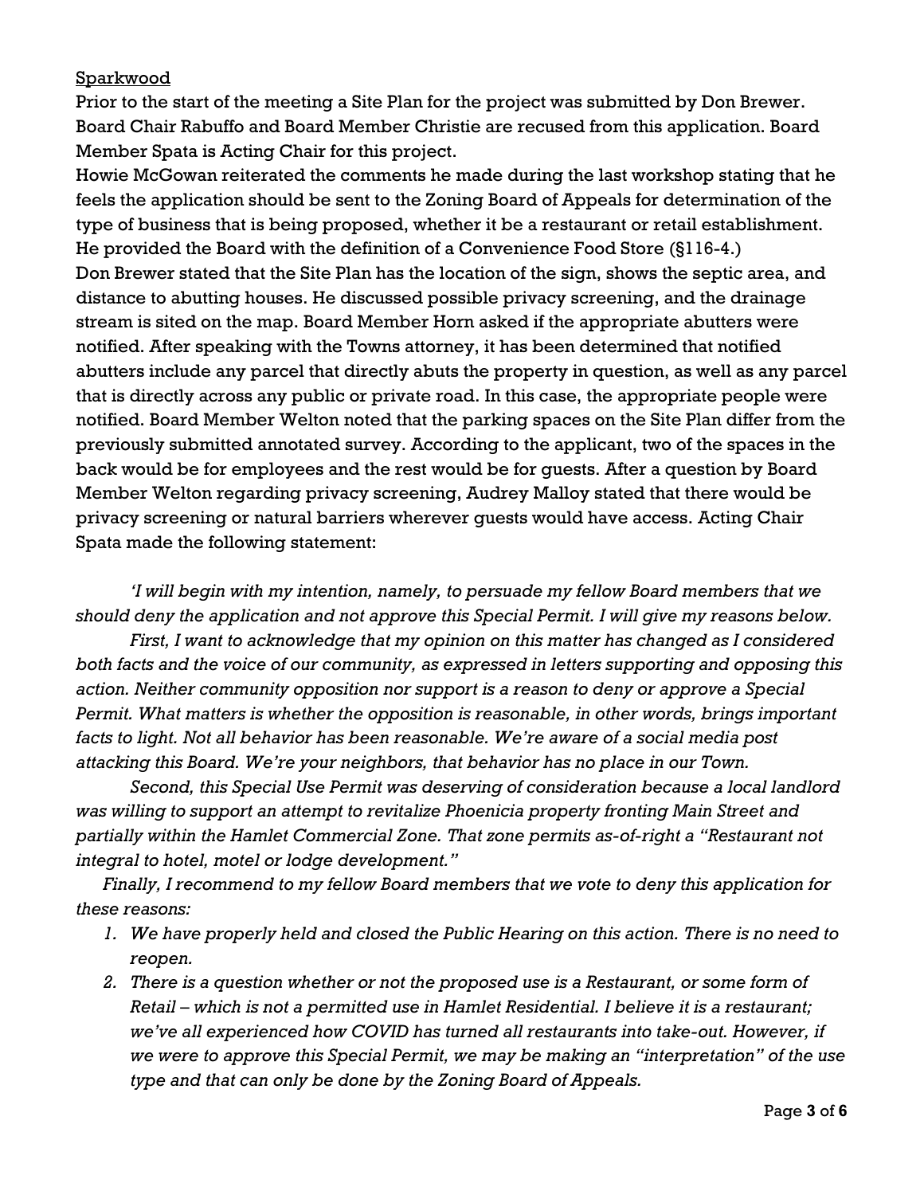<u>Sparkwood</u>

Prior to the start of the meeting a Site Plan for the project was submitted by Don Brewer. Board Chair Rabuffo and Board Member Christie are recused from this application. Board Member Spata is Acting Chair for this project.

Howie McGowan reiterated the comments he made during the last workshop stating that he feels the application should be sent to the Zoning Board of Appeals for determination of the type of business that is being proposed, whether it be a restaurant or retail establishment. He provided the Board with the definition of a Convenience Food Store (§116-4.)

Don Brewer stated that the Site Plan has the location of the sign, shows the septic area, and distance to abutting houses. He discussed possible privacy screening, and the drainage stream is sited on the map. Board Member Horn asked if the appropriate abutters were notified. After speaking with the Towns attorney, it has been determined that notified abutters include any parcel that directly abuts the property in question, as well as any parcel that is directly across any public or private road. In this case, the appropriate people were notified. Board Member Welton noted that the parking spaces on the Site Plan differ from the previously submitted annotated survey. According to the applicant, two of the spaces in the back would be for employees and the rest would be for guests. After a question by Board Member Welton regarding privacy screening, Audrey Malloy stated that there would be privacy screening or natural barriers wherever guests would have access. Acting Chair Spata made the following statement:

*'I will begin with my intention, namely, to persuade my fellow Board members that we should deny the application and not approve this Special Permit. I will give my reasons below.*

*First, I want to acknowledge that my opinion on this matter has changed as I considered both facts and the voice of our community, as expressed in letters supporting and opposing this action. Neither community opposition nor support is a reason to deny or approve a Special Permit. What matters is whether the opposition is reasonable, in other words, brings important facts to light. Not all behavior has been reasonable. We're aware of a social media post attacking this Board. We're your neighbors, that behavior has no place in our Town.*

*Second, this Special Use Permit was deserving of consideration because a local landlord was willing to support an attempt to revitalize Phoenicia property fronting Main Street and partially within the Hamlet Commercial Zone. That zone permits as-of-right a "Restaurant not integral to hotel, motel or lodge development."*

*Finally, I recommend to my fellow Board members that we vote to deny this application for these reasons:*

1. *We have properly held and closed the Public Hearing on this action. There is no need to reopen.*
2. *There is a question whether or not the proposed use is a Restaurant, or some form of Retail – which is not a permitted use in Hamlet Residential. I believe it is a restaurant; we've all experienced how COVID has turned all restaurants into take-out. However, if we were to approve this Special Permit, we may be making an "interpretation" of the use type and that can only be done by the Zoning Board of Appeals.*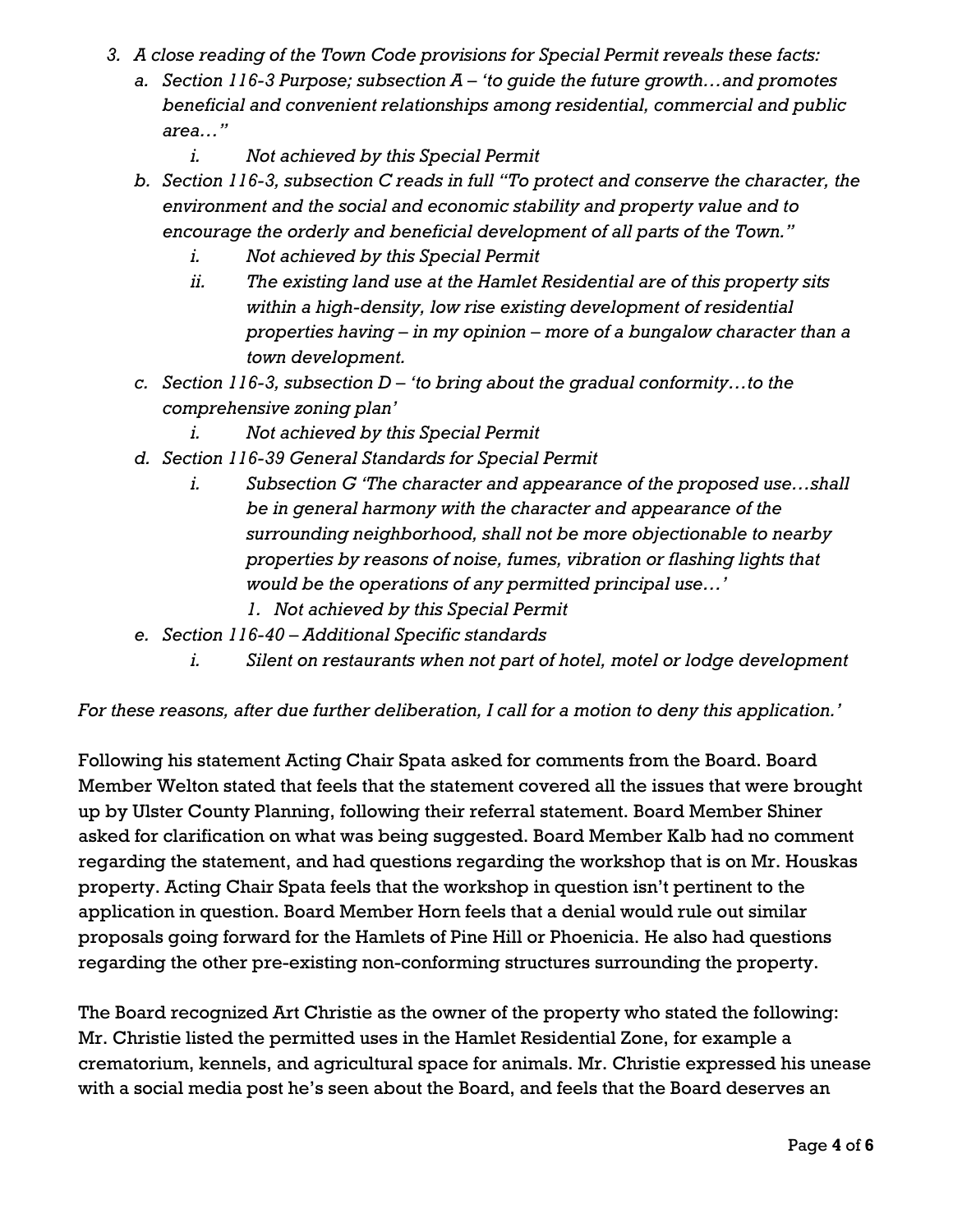3. *A close reading of the Town Code provisions for Special Permit reveals these facts:*
   a. *Section 116-3 Purpose; subsection A – 'to guide the future growth…and promotes beneficial and convenient relationships among residential, commercial and public area…"*
      i. *Not achieved by this Special Permit*
   b. *Section 116-3, subsection C reads in full "To protect and conserve the character, the environment and the social and economic stability and property value and to encourage the orderly and beneficial development of all parts of the Town."*
      i. *Not achieved by this Special Permit*
      ii. *The existing land use at the Hamlet Residential are of this property sits within a high-density, low rise existing development of residential properties having – in my opinion – more of a bungalow character than a town development.*
   c. *Section 116-3, subsection D – 'to bring about the gradual conformity…to the comprehensive zoning plan'*
      i. *Not achieved by this Special Permit*
   d. *Section 116-39 General Standards for Special Permit*
      i. *Subsection G 'The character and appearance of the proposed use…shall be in general harmony with the character and appearance of the surrounding neighborhood, shall not be more objectionable to nearby properties by reasons of noise, fumes, vibration or flashing lights that would be the operations of any permitted principal use…'*
         1. *Not achieved by this Special Permit*
   e. *Section 116-40 – Additional Specific standards*
      i. *Silent on restaurants when not part of hotel, motel or lodge development*

*For these reasons, after due further deliberation, I call for a motion to deny this application.'*

Following his statement Acting Chair Spata asked for comments from the Board. Board Member Welton stated that feels that the statement covered all the issues that were brought up by Ulster County Planning, following their referral statement. Board Member Shiner asked for clarification on what was being suggested. Board Member Kalb had no comment regarding the statement, and had questions regarding the workshop that is on Mr. Houskas property. Acting Chair Spata feels that the workshop in question isn't pertinent to the application in question. Board Member Horn feels that a denial would rule out similar proposals going forward for the Hamlets of Pine Hill or Phoenicia. He also had questions regarding the other pre-existing non-conforming structures surrounding the property.

The Board recognized Art Christie as the owner of the property who stated the following: Mr. Christie listed the permitted uses in the Hamlet Residential Zone, for example a crematorium, kennels, and agricultural space for animals. Mr. Christie expressed his unease with a social media post he's seen about the Board, and feels that the Board deserves an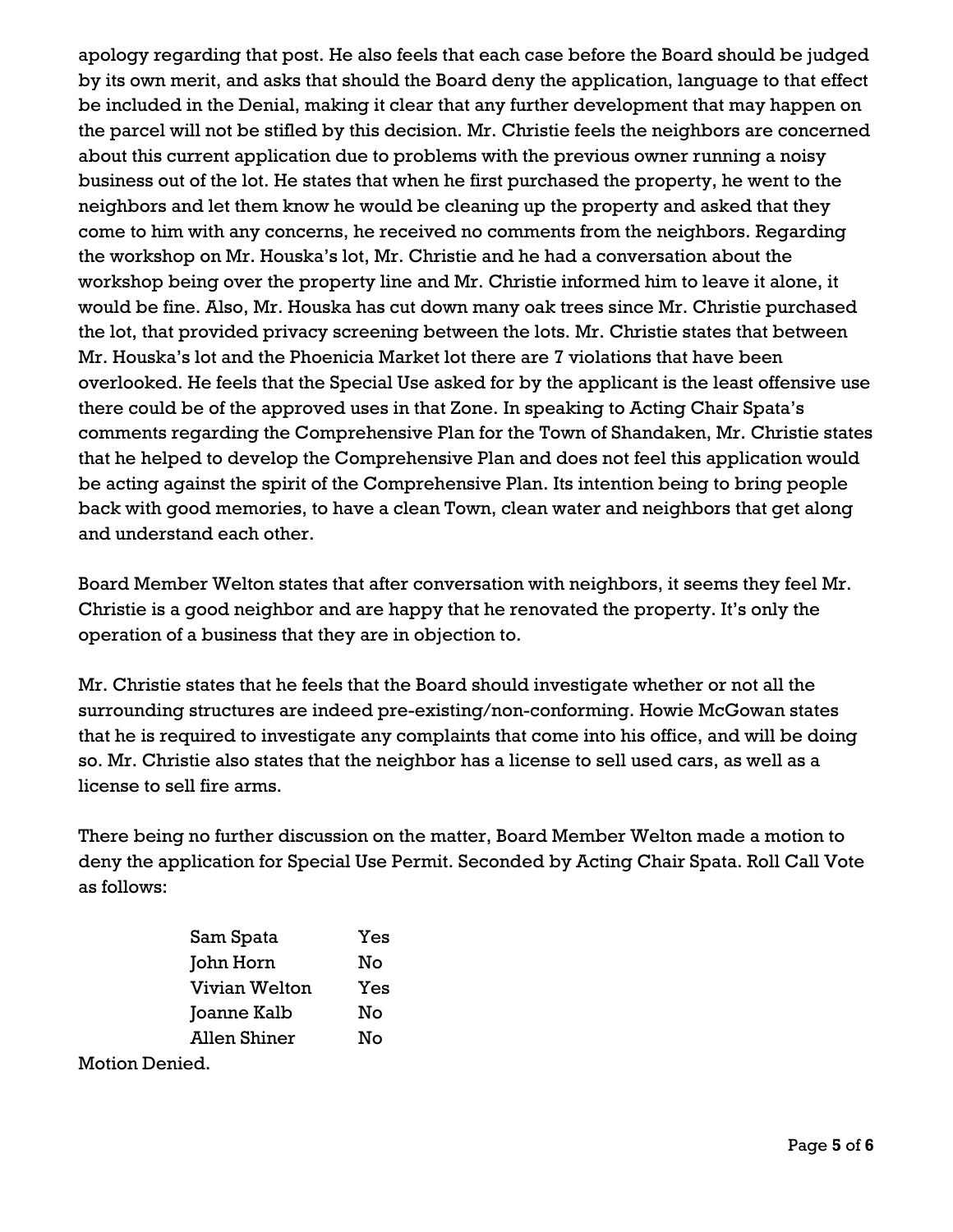apology regarding that post. He also feels that each case before the Board should be judged by its own merit, and asks that should the Board deny the application, language to that effect be included in the Denial, making it clear that any further development that may happen on the parcel will not be stifled by this decision. Mr. Christie feels the neighbors are concerned about this current application due to problems with the previous owner running a noisy business out of the lot. He states that when he first purchased the property, he went to the neighbors and let them know he would be cleaning up the property and asked that they come to him with any concerns, he received no comments from the neighbors. Regarding the workshop on Mr. Houska's lot, Mr. Christie and he had a conversation about the workshop being over the property line and Mr. Christie informed him to leave it alone, it would be fine. Also, Mr. Houska has cut down many oak trees since Mr. Christie purchased the lot, that provided privacy screening between the lots. Mr. Christie states that between Mr. Houska's lot and the Phoenicia Market lot there are 7 violations that have been overlooked. He feels that the Special Use asked for by the applicant is the least offensive use there could be of the approved uses in that Zone. In speaking to Acting Chair Spata's comments regarding the Comprehensive Plan for the Town of Shandaken, Mr. Christie states that he helped to develop the Comprehensive Plan and does not feel this application would be acting against the spirit of the Comprehensive Plan. Its intention being to bring people back with good memories, to have a clean Town, clean water and neighbors that get along and understand each other.

Board Member Welton states that after conversation with neighbors, it seems they feel Mr. Christie is a good neighbor and are happy that he renovated the property. It's only the operation of a business that they are in objection to.

Mr. Christie states that he feels that the Board should investigate whether or not all the surrounding structures are indeed pre-existing/non-conforming. Howie McGowan states that he is required to investigate any complaints that come into his office, and will be doing so. Mr. Christie also states that the neighbor has a license to sell used cars, as well as a license to sell fire arms.

There being no further discussion on the matter, Board Member Welton made a motion to deny the application for Special Use Permit. Seconded by Acting Chair Spata. Roll Call Vote as follows:

| | |
|---|---|
| Sam Spata | Yes |
| John Horn | No |
| Vivian Welton | Yes |
| Joanne Kalb | No |
| Allen Shiner | No |

Motion Denied.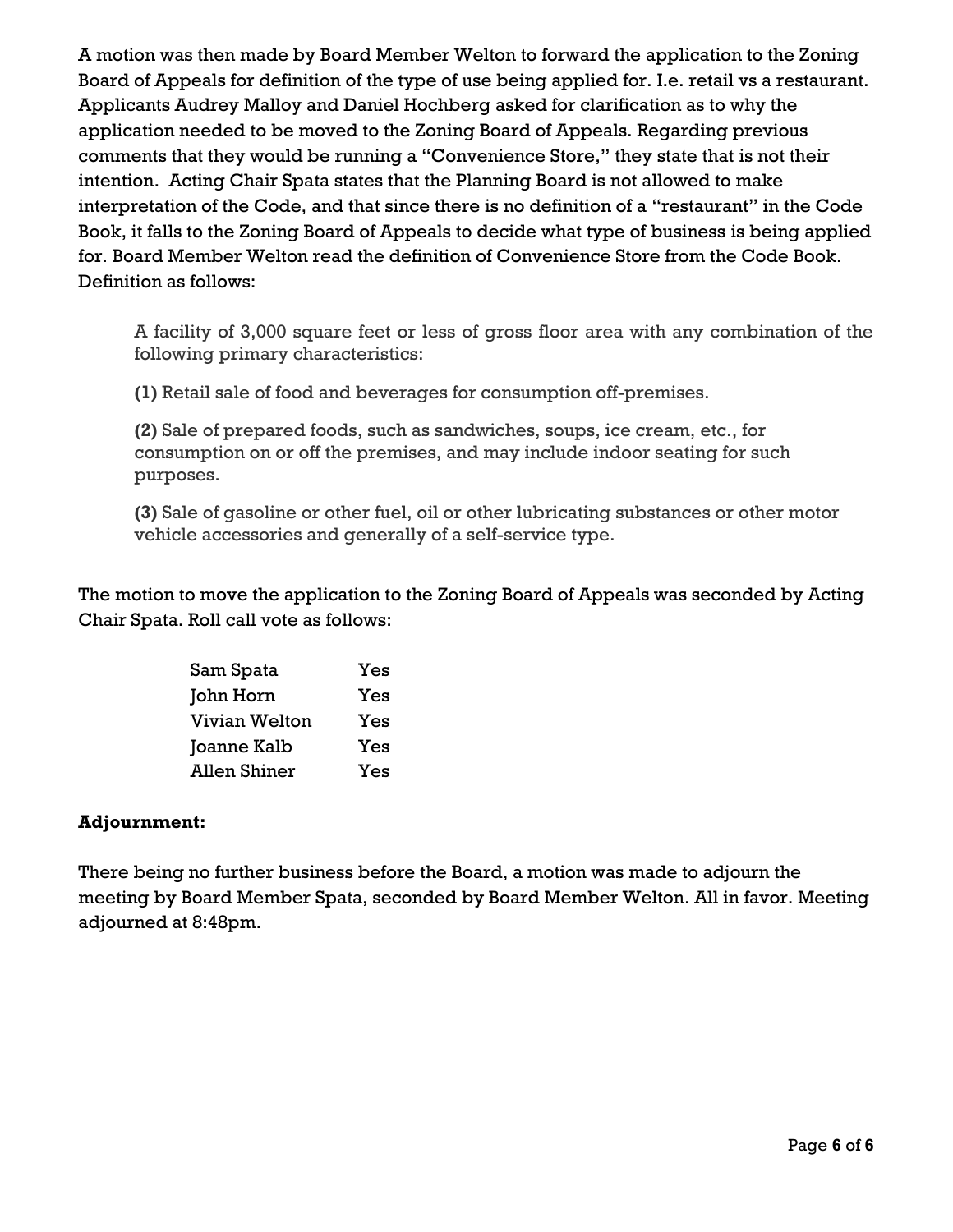A motion was then made by Board Member Welton to forward the application to the Zoning Board of Appeals for definition of the type of use being applied for. I.e. retail vs a restaurant. Applicants Audrey Malloy and Daniel Hochberg asked for clarification as to why the application needed to be moved to the Zoning Board of Appeals. Regarding previous comments that they would be running a "Convenience Store," they state that is not their intention. Acting Chair Spata states that the Planning Board is not allowed to make interpretation of the Code, and that since there is no definition of a "restaurant" in the Code Book, it falls to the Zoning Board of Appeals to decide what type of business is being applied for. Board Member Welton read the definition of Convenience Store from the Code Book. Definition as follows:

> A facility of 3,000 square feet or less of gross floor area with any combination of the following primary characteristics:
>
> **(1)** Retail sale of food and beverages for consumption off-premises.
>
> **(2)** Sale of prepared foods, such as sandwiches, soups, ice cream, etc., for consumption on or off the premises, and may include indoor seating for such purposes.
>
> **(3)** Sale of gasoline or other fuel, oil or other lubricating substances or other motor vehicle accessories and generally of a self-service type.

The motion to move the application to the Zoning Board of Appeals was seconded by Acting Chair Spata. Roll call vote as follows:

| | |
|---|---|
| Sam Spata | Yes |
| John Horn | Yes |
| Vivian Welton | Yes |
| Joanne Kalb | Yes |
| Allen Shiner | Yes |

**Adjournment:**

There being no further business before the Board, a motion was made to adjourn the meeting by Board Member Spata, seconded by Board Member Welton. All in favor. Meeting adjourned at 8:48pm.